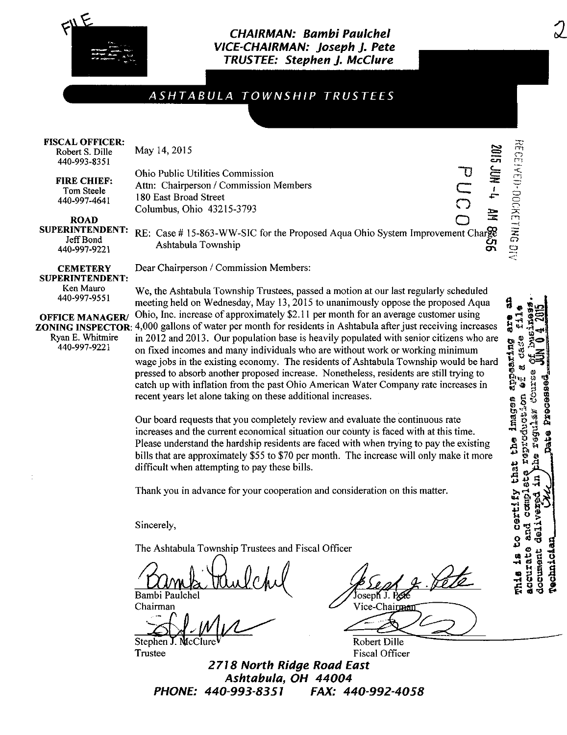**CHAIRMAN: Bambi Paulchel**
**VICE-CHAIRMAN: Joseph J. Pete**
**TRUSTEE: Stephen J. McClure**

# ASHTABULA TOWNSHIP TRUSTEES

**FISCAL OFFICER:**
Robert S. Dille
440-993-8351

**FIRE CHIEF:**
Tom Steele
440-997-4641

**ROAD SUPERINTENDENT:**
Jeff Bond
440-997-9221

**CEMETERY SUPERINTENDENT:**
Ken Mauro
440-997-9551

**OFFICE MANAGER/ ZONING INSPECTOR:**
Ryan E. Whitmire
440-997-9221

May 14, 2015

Ohio Public Utilities Commission
Attn: Chairperson / Commission Members
180 East Broad Street
Columbus, Ohio 43215-3793

RE: Case # 15-863-WW-SIC for the Proposed Aqua Ohio System Improvement Charge Ashtabula Township

Dear Chairperson / Commission Members:

We, the Ashtabula Township Trustees, passed a motion at our last regularly scheduled meeting held on Wednesday, May 13, 2015 to unanimously oppose the proposed Aqua Ohio, Inc. increase of approximately $2.11 per month for an average customer using 4,000 gallons of water per month for residents in Ashtabula after just receiving increases in 2012 and 2013. Our population base is heavily populated with senior citizens who are on fixed incomes and many individuals who are without work or working minimum wage jobs in the existing economy. The residents of Ashtabula Township would be hard pressed to absorb another proposed increase. Nonetheless, residents are still trying to catch up with inflation from the past Ohio American Water Company rate increases in recent years let alone taking on these additional increases.

Our board requests that you completely review and evaluate the continuous rate increases and the current economical situation our county is faced with at this time. Please understand the hardship residents are faced with when trying to pay the existing bills that are approximately $55 to $70 per month. The increase will only make it more difficult when attempting to pay these bills.

Thank you in advance for your cooperation and consideration on this matter.

Sincerely,

The Ashtabula Township Trustees and Fiscal Officer

Bambi Paulchel
Chairman

Joseph J. Pete
Vice-Chairman

Stephen J. McClure
Trustee

Robert Dille
Fiscal Officer

*2718 North Ridge Road East*
*Ashtabula, OH 44004*
*PHONE: 440-993-8351 FAX: 440-992-4058*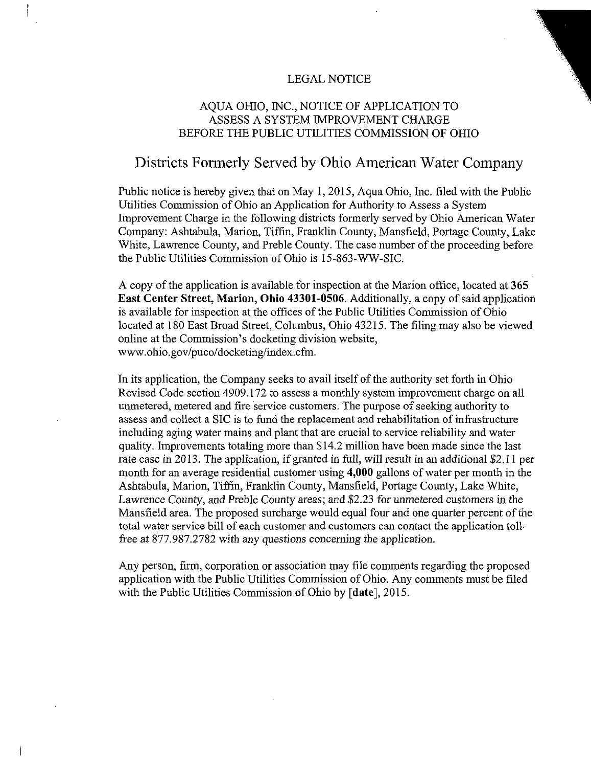LEGAL NOTICE

AQUA OHIO, INC., NOTICE OF APPLICATION TO ASSESS A SYSTEM IMPROVEMENT CHARGE BEFORE THE PUBLIC UTILITIES COMMISSION OF OHIO

# Districts Formerly Served by Ohio American Water Company

Public notice is hereby given that on May 1, 2015, Aqua Ohio, Inc. filed with the Public Utilities Commission of Ohio an Application for Authority to Assess a System Improvement Charge in the following districts formerly served by Ohio American Water Company: Ashtabula, Marion, Tiffin, Franklin County, Mansfield, Portage County, Lake White, Lawrence County, and Preble County. The case number of the proceeding before the Public Utilities Commission of Ohio is 15-863-WW-SIC.

A copy of the application is available for inspection at the Marion office, located at **365 East Center Street, Marion, Ohio 43301-0506**. Additionally, a copy of said application is available for inspection at the offices of the Public Utilities Commission of Ohio located at 180 East Broad Street, Columbus, Ohio 43215. The filing may also be viewed online at the Commission's docketing division website, www.ohio.gov/puco/docketing/index.cfm.

In its application, the Company seeks to avail itself of the authority set forth in Ohio Revised Code section 4909.172 to assess a monthly system improvement charge on all unmetered, metered and fire service customers. The purpose of seeking authority to assess and collect a SIC is to fund the replacement and rehabilitation of infrastructure including aging water mains and plant that are crucial to service reliability and water quality. Improvements totaling more than $14.2 million have been made since the last rate case in 2013. The application, if granted in full, will result in an additional $2.11 per month for an average residential customer using **4,000** gallons of water per month in the Ashtabula, Marion, Tiffin, Franklin County, Mansfield, Portage County, Lake White, Lawrence County, and Preble County areas; and $2.23 for unmetered customers in the Mansfield area. The proposed surcharge would equal four and one quarter percent of the total water service bill of each customer and customers can contact the application toll-free at 877.987.2782 with any questions concerning the application.

Any person, firm, corporation or association may file comments regarding the proposed application with the Public Utilities Commission of Ohio. Any comments must be filed with the Public Utilities Commission of Ohio by [**date**], 2015.